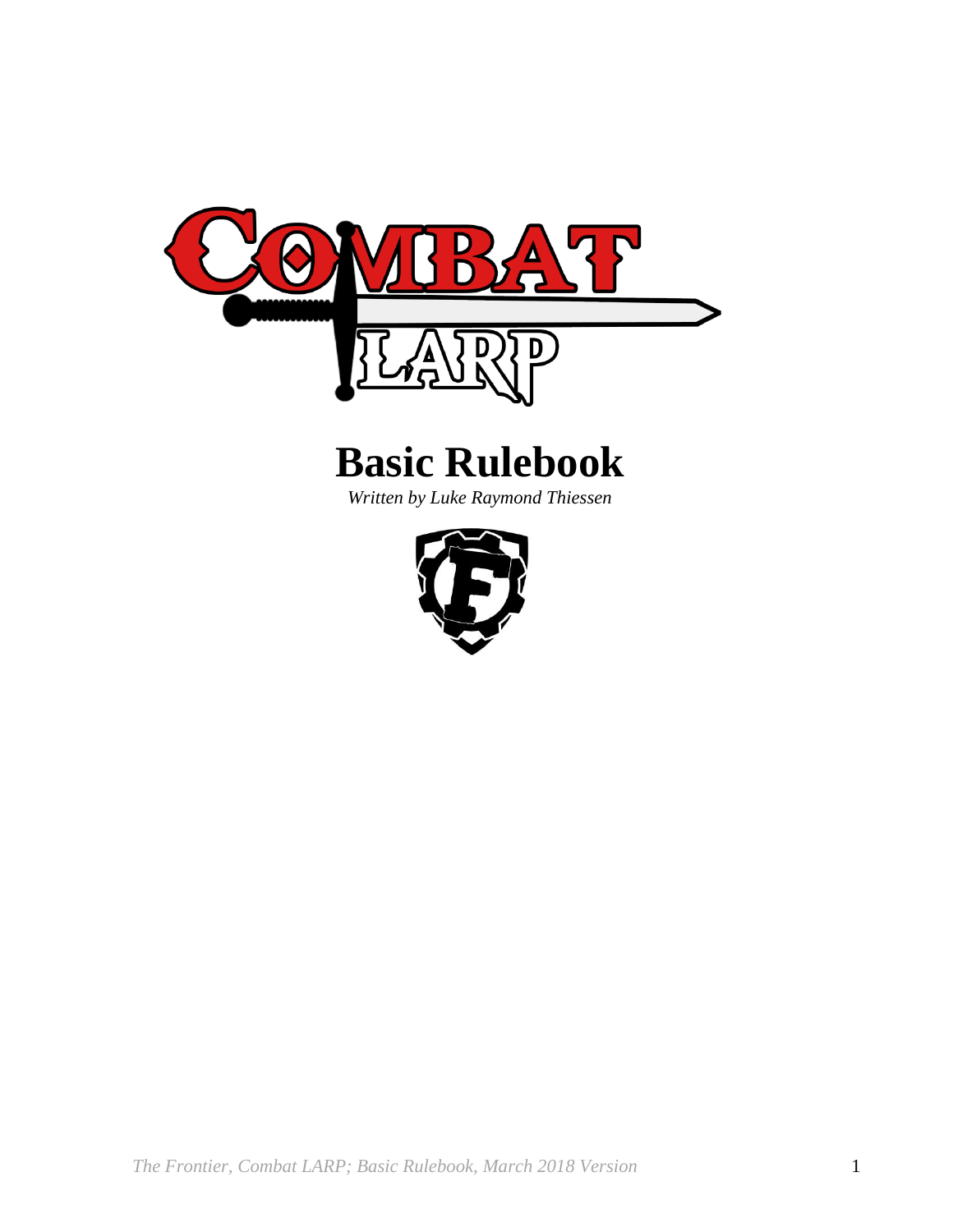# COMBAT LARP

# Basic Rulebook

*Written by Luke Raymond Thiessen*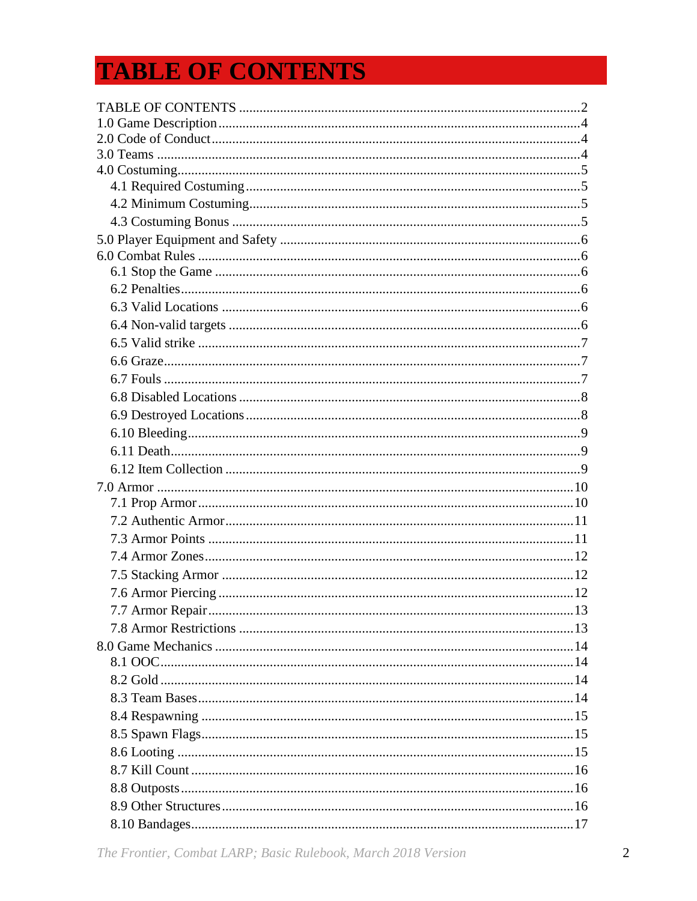# TABLE OF CONTENTS

TABLE OF CONTENTS ........................................................................................2
1.0 Game Description........................................................................................4
2.0 Code of Conduct..........................................................................................4
3.0 Teams ..........................................................................................................4
4.0 Costuming....................................................................................................5
  4.1 Required Costuming................................................................................5
  4.2 Minimum Costuming...............................................................................5
  4.3 Costuming Bonus ....................................................................................5
5.0 Player Equipment and Safety ......................................................................6
6.0 Combat Rules ..............................................................................................6
  6.1 Stop the Game .........................................................................................6
  6.2 Penalties...................................................................................................6
  6.3 Valid Locations .......................................................................................6
  6.4 Non-valid targets .....................................................................................6
  6.5 Valid strike ..............................................................................................7
  6.6 Graze.......................................................................................................7
  6.7 Fouls .......................................................................................................7
  6.8 Disabled Locations ..................................................................................8
  6.9 Destroyed Locations ................................................................................8
  6.10 Bleeding.................................................................................................9
  6.11 Death......................................................................................................9
  6.12 Item Collection ......................................................................................9
7.0 Armor .........................................................................................................10
  7.1 Prop Armor.............................................................................................10
  7.2 Authentic Armor.....................................................................................11
  7.3 Armor Points ..........................................................................................11
  7.4 Armor Zones...........................................................................................12
  7.5 Stacking Armor ......................................................................................12
  7.6 Armor Piercing .......................................................................................12
  7.7 Armor Repair..........................................................................................13
  7.8 Armor Restrictions .................................................................................13
8.0 Game Mechanics ........................................................................................14
  8.1 OOC........................................................................................................14
  8.2 Gold ........................................................................................................14
  8.3 Team Bases.............................................................................................14
  8.4 Respawning ............................................................................................15
  8.5 Spawn Flags............................................................................................15
  8.6 Looting ...................................................................................................15
  8.7 Kill Count ...............................................................................................16
  8.8 Outposts..................................................................................................16
  8.9 Other Structures......................................................................................16
  8.10 Bandages...............................................................................................17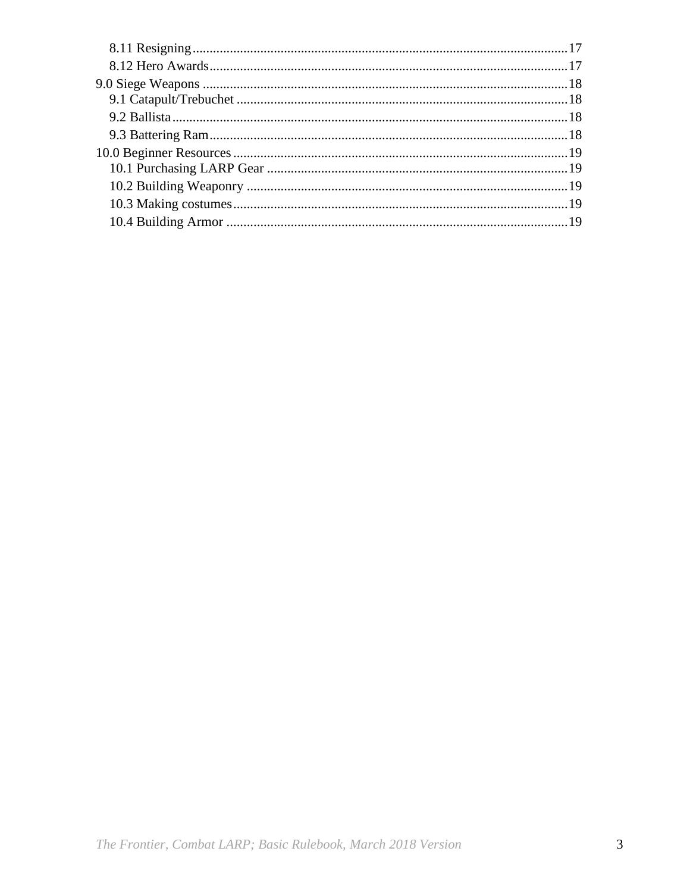8.11 Resigning ....................................................................................................... 17
8.12 Hero Awards .................................................................................................. 17
9.0 Siege Weapons ................................................................................................. 18
9.1 Catapult/Trebuchet ......................................................................................... 18
9.2 Ballista ............................................................................................................ 18
9.3 Battering Ram ................................................................................................. 18
10.0 Beginner Resources ......................................................................................... 19
10.1 Purchasing LARP Gear ................................................................................. 19
10.2 Building Weaponry ....................................................................................... 19
10.3 Making costumes ........................................................................................... 19
10.4 Building Armor ............................................................................................. 19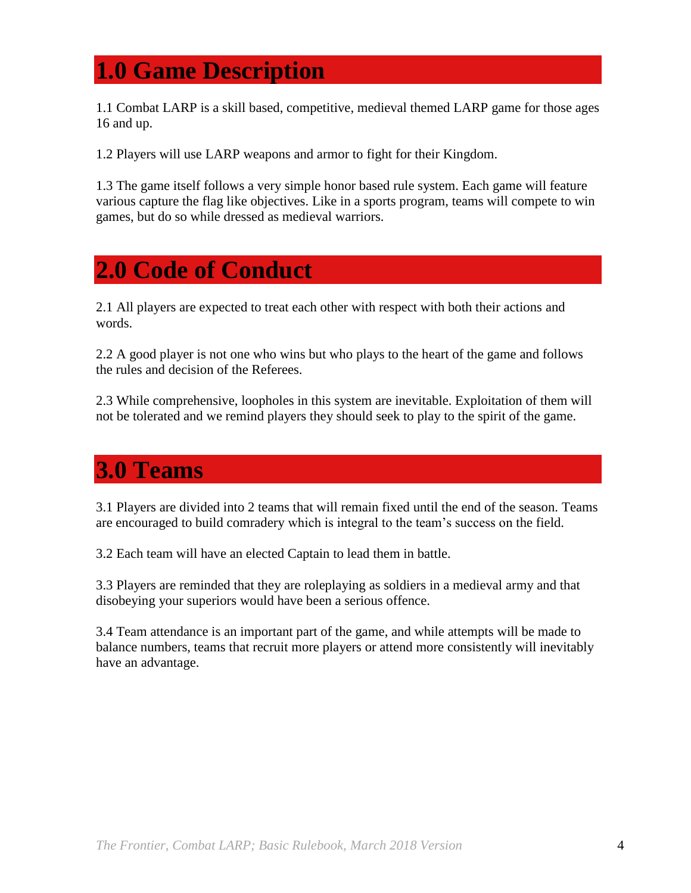# 1.0 Game Description

1.1 Combat LARP is a skill based, competitive, medieval themed LARP game for those ages 16 and up.

1.2 Players will use LARP weapons and armor to fight for their Kingdom.

1.3 The game itself follows a very simple honor based rule system. Each game will feature various capture the flag like objectives. Like in a sports program, teams will compete to win games, but do so while dressed as medieval warriors.

# 2.0 Code of Conduct

2.1 All players are expected to treat each other with respect with both their actions and words.

2.2 A good player is not one who wins but who plays to the heart of the game and follows the rules and decision of the Referees.

2.3 While comprehensive, loopholes in this system are inevitable. Exploitation of them will not be tolerated and we remind players they should seek to play to the spirit of the game.

# 3.0 Teams

3.1 Players are divided into 2 teams that will remain fixed until the end of the season. Teams are encouraged to build comradery which is integral to the team's success on the field.

3.2 Each team will have an elected Captain to lead them in battle.

3.3 Players are reminded that they are roleplaying as soldiers in a medieval army and that disobeying your superiors would have been a serious offence.

3.4 Team attendance is an important part of the game, and while attempts will be made to balance numbers, teams that recruit more players or attend more consistently will inevitably have an advantage.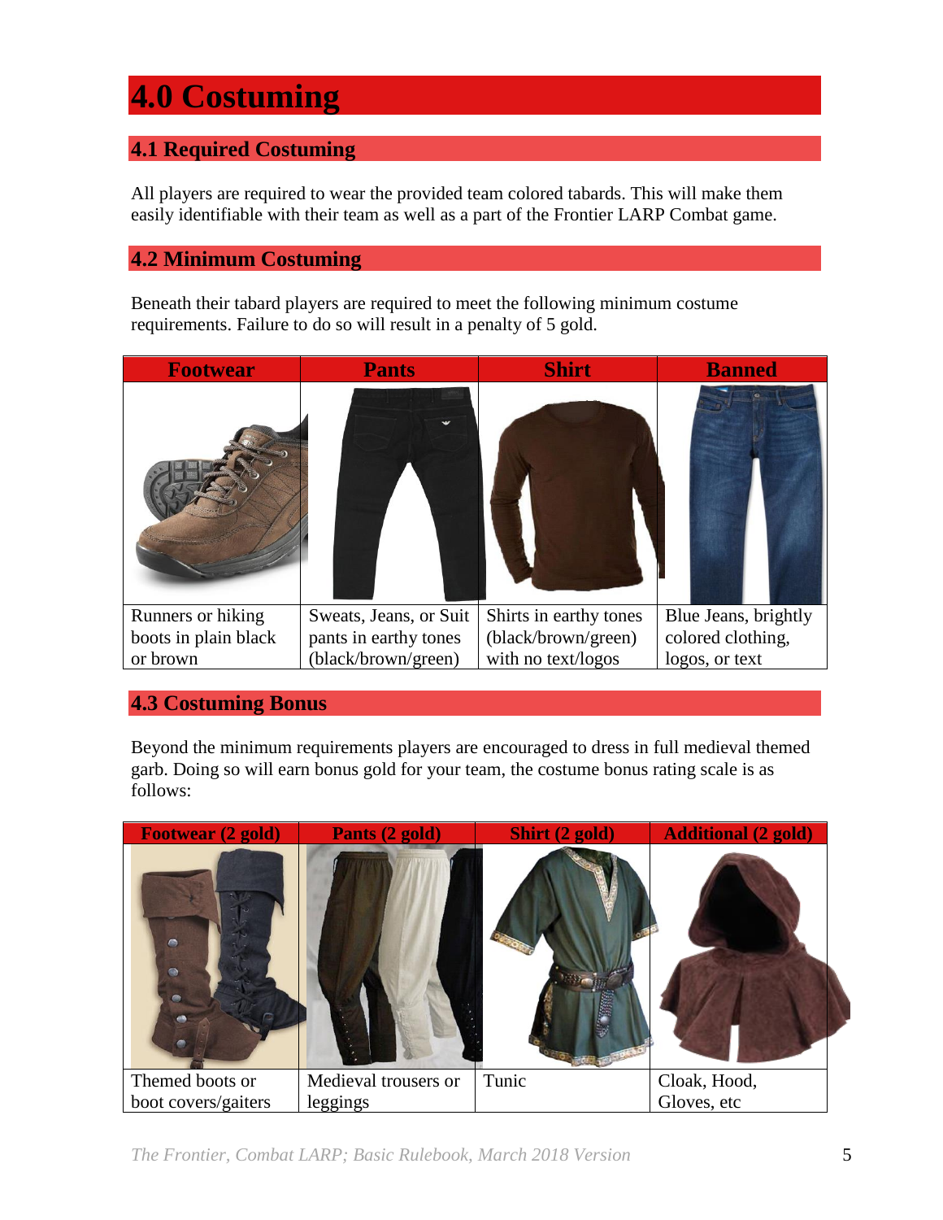# 4.0 Costuming

## 4.1 Required Costuming

All players are required to wear the provided team colored tabards. This will make them easily identifiable with their team as well as a part of the Frontier LARP Combat game.

## 4.2 Minimum Costuming

Beneath their tabard players are required to meet the following minimum costume requirements. Failure to do so will result in a penalty of 5 gold.

| Footwear | Pants | Shirt | Banned |
|---|---|---|---|
| Runners or hiking boots in plain black or brown | Sweats, Jeans, or Suit pants in earthy tones (black/brown/green) | Shirts in earthy tones (black/brown/green) with no text/logos | Blue Jeans, brightly colored clothing, logos, or text |

## 4.3 Costuming Bonus

Beyond the minimum requirements players are encouraged to dress in full medieval themed garb. Doing so will earn bonus gold for your team, the costume bonus rating scale is as follows:

| Footwear (2 gold) | Pants (2 gold) | Shirt (2 gold) | Additional (2 gold) |
|---|---|---|---|
| Themed boots or boot covers/gaiters | Medieval trousers or leggings | Tunic | Cloak, Hood, Gloves, etc |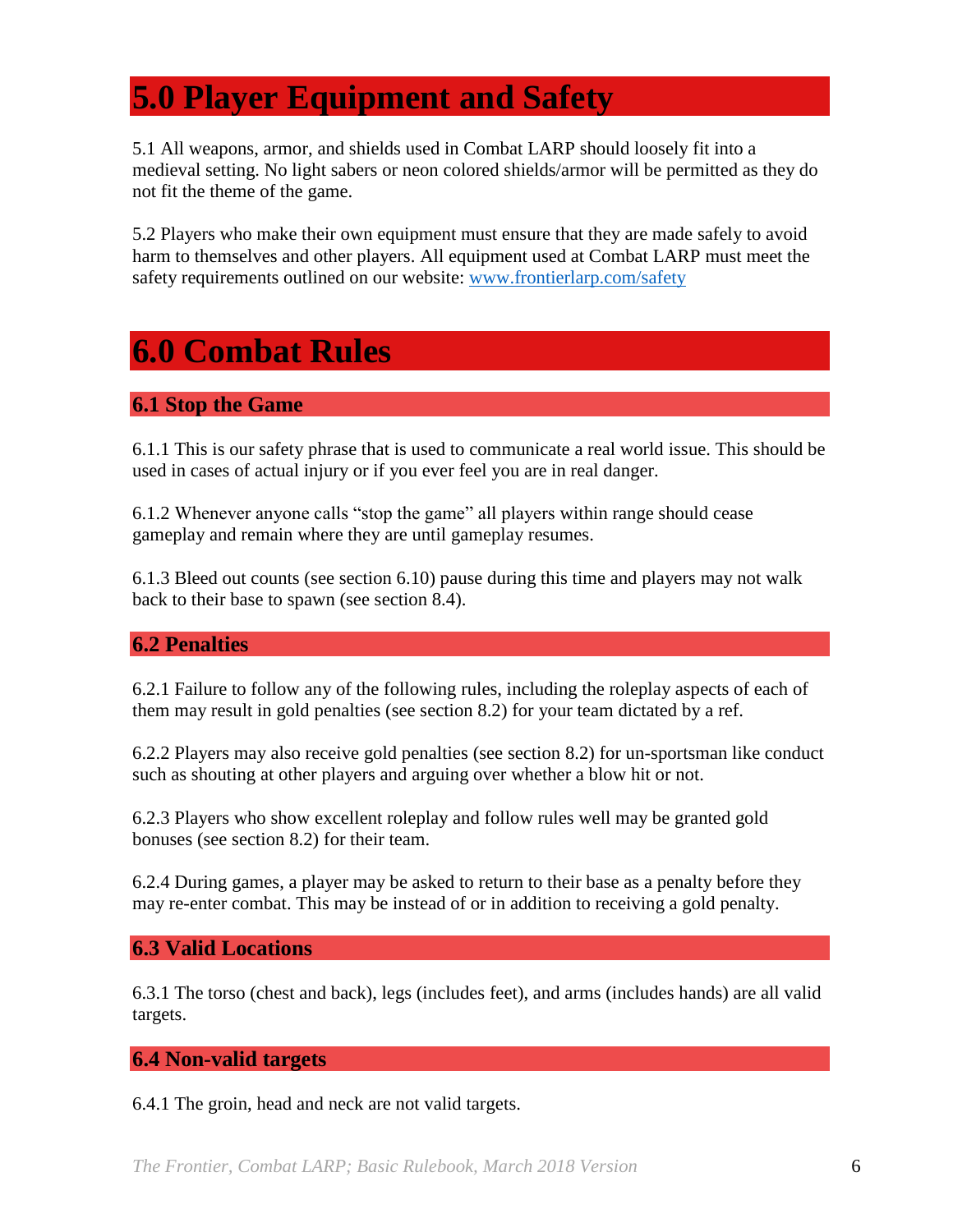# 5.0 Player Equipment and Safety

5.1 All weapons, armor, and shields used in Combat LARP should loosely fit into a medieval setting. No light sabers or neon colored shields/armor will be permitted as they do not fit the theme of the game.

5.2 Players who make their own equipment must ensure that they are made safely to avoid harm to themselves and other players. All equipment used at Combat LARP must meet the safety requirements outlined on our website: [www.frontierlarp.com/safety](http://www.frontierlarp.com/safety)

# 6.0 Combat Rules

## 6.1 Stop the Game

6.1.1 This is our safety phrase that is used to communicate a real world issue. This should be used in cases of actual injury or if you ever feel you are in real danger.

6.1.2 Whenever anyone calls "stop the game" all players within range should cease gameplay and remain where they are until gameplay resumes.

6.1.3 Bleed out counts (see section 6.10) pause during this time and players may not walk back to their base to spawn (see section 8.4).

## 6.2 Penalties

6.2.1 Failure to follow any of the following rules, including the roleplay aspects of each of them may result in gold penalties (see section 8.2) for your team dictated by a ref.

6.2.2 Players may also receive gold penalties (see section 8.2) for un-sportsman like conduct such as shouting at other players and arguing over whether a blow hit or not.

6.2.3 Players who show excellent roleplay and follow rules well may be granted gold bonuses (see section 8.2) for their team.

6.2.4 During games, a player may be asked to return to their base as a penalty before they may re-enter combat. This may be instead of or in addition to receiving a gold penalty.

## 6.3 Valid Locations

6.3.1 The torso (chest and back), legs (includes feet), and arms (includes hands) are all valid targets.

## 6.4 Non-valid targets

6.4.1 The groin, head and neck are not valid targets.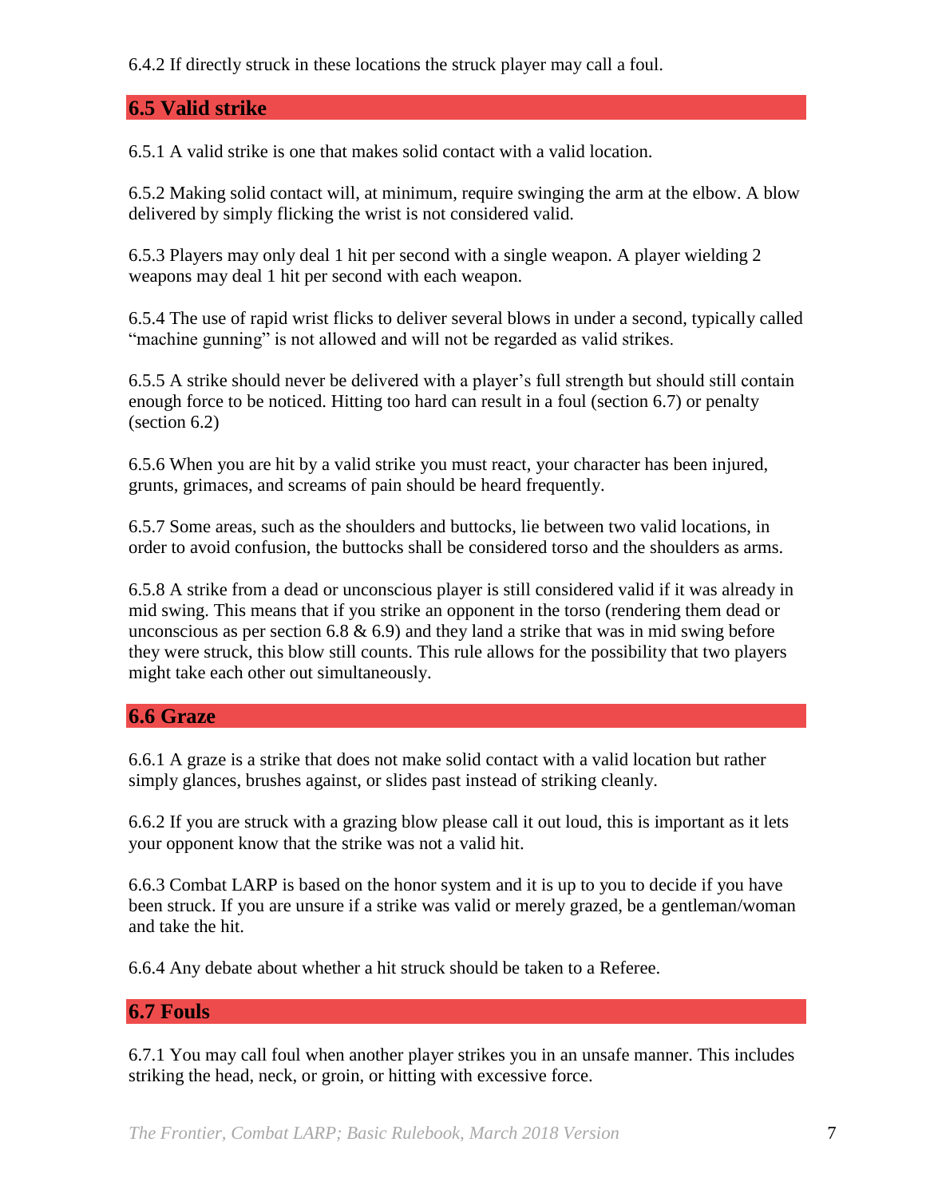6.4.2 If directly struck in these locations the struck player may call a foul.

## 6.5 Valid strike

6.5.1 A valid strike is one that makes solid contact with a valid location.

6.5.2 Making solid contact will, at minimum, require swinging the arm at the elbow. A blow delivered by simply flicking the wrist is not considered valid.

6.5.3 Players may only deal 1 hit per second with a single weapon. A player wielding 2 weapons may deal 1 hit per second with each weapon.

6.5.4 The use of rapid wrist flicks to deliver several blows in under a second, typically called "machine gunning" is not allowed and will not be regarded as valid strikes.

6.5.5 A strike should never be delivered with a player's full strength but should still contain enough force to be noticed. Hitting too hard can result in a foul (section 6.7) or penalty (section 6.2)

6.5.6 When you are hit by a valid strike you must react, your character has been injured, grunts, grimaces, and screams of pain should be heard frequently.

6.5.7 Some areas, such as the shoulders and buttocks, lie between two valid locations, in order to avoid confusion, the buttocks shall be considered torso and the shoulders as arms.

6.5.8 A strike from a dead or unconscious player is still considered valid if it was already in mid swing. This means that if you strike an opponent in the torso (rendering them dead or unconscious as per section 6.8 & 6.9) and they land a strike that was in mid swing before they were struck, this blow still counts. This rule allows for the possibility that two players might take each other out simultaneously.

## 6.6 Graze

6.6.1 A graze is a strike that does not make solid contact with a valid location but rather simply glances, brushes against, or slides past instead of striking cleanly.

6.6.2 If you are struck with a grazing blow please call it out loud, this is important as it lets your opponent know that the strike was not a valid hit.

6.6.3 Combat LARP is based on the honor system and it is up to you to decide if you have been struck. If you are unsure if a strike was valid or merely grazed, be a gentleman/woman and take the hit.

6.6.4 Any debate about whether a hit struck should be taken to a Referee.

## 6.7 Fouls

6.7.1 You may call foul when another player strikes you in an unsafe manner. This includes striking the head, neck, or groin, or hitting with excessive force.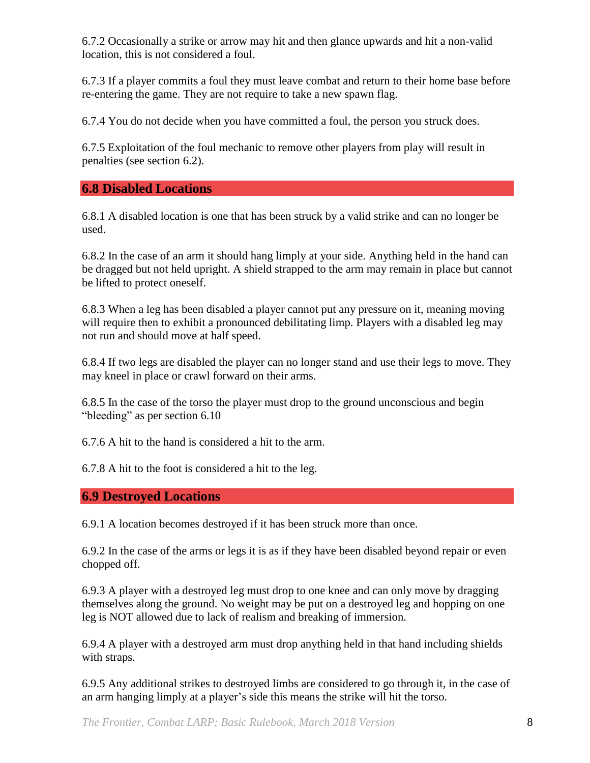6.7.2 Occasionally a strike or arrow may hit and then glance upwards and hit a non-valid location, this is not considered a foul.

6.7.3 If a player commits a foul they must leave combat and return to their home base before re-entering the game. They are not require to take a new spawn flag.

6.7.4 You do not decide when you have committed a foul, the person you struck does.

6.7.5 Exploitation of the foul mechanic to remove other players from play will result in penalties (see section 6.2).

## 6.8 Disabled Locations

6.8.1 A disabled location is one that has been struck by a valid strike and can no longer be used.

6.8.2 In the case of an arm it should hang limply at your side. Anything held in the hand can be dragged but not held upright. A shield strapped to the arm may remain in place but cannot be lifted to protect oneself.

6.8.3 When a leg has been disabled a player cannot put any pressure on it, meaning moving will require then to exhibit a pronounced debilitating limp. Players with a disabled leg may not run and should move at half speed.

6.8.4 If two legs are disabled the player can no longer stand and use their legs to move. They may kneel in place or crawl forward on their arms.

6.8.5 In the case of the torso the player must drop to the ground unconscious and begin "bleeding" as per section 6.10

6.7.6 A hit to the hand is considered a hit to the arm.

6.7.8 A hit to the foot is considered a hit to the leg.

## 6.9 Destroyed Locations

6.9.1 A location becomes destroyed if it has been struck more than once.

6.9.2 In the case of the arms or legs it is as if they have been disabled beyond repair or even chopped off.

6.9.3 A player with a destroyed leg must drop to one knee and can only move by dragging themselves along the ground. No weight may be put on a destroyed leg and hopping on one leg is NOT allowed due to lack of realism and breaking of immersion.

6.9.4 A player with a destroyed arm must drop anything held in that hand including shields with straps.

6.9.5 Any additional strikes to destroyed limbs are considered to go through it, in the case of an arm hanging limply at a player's side this means the strike will hit the torso.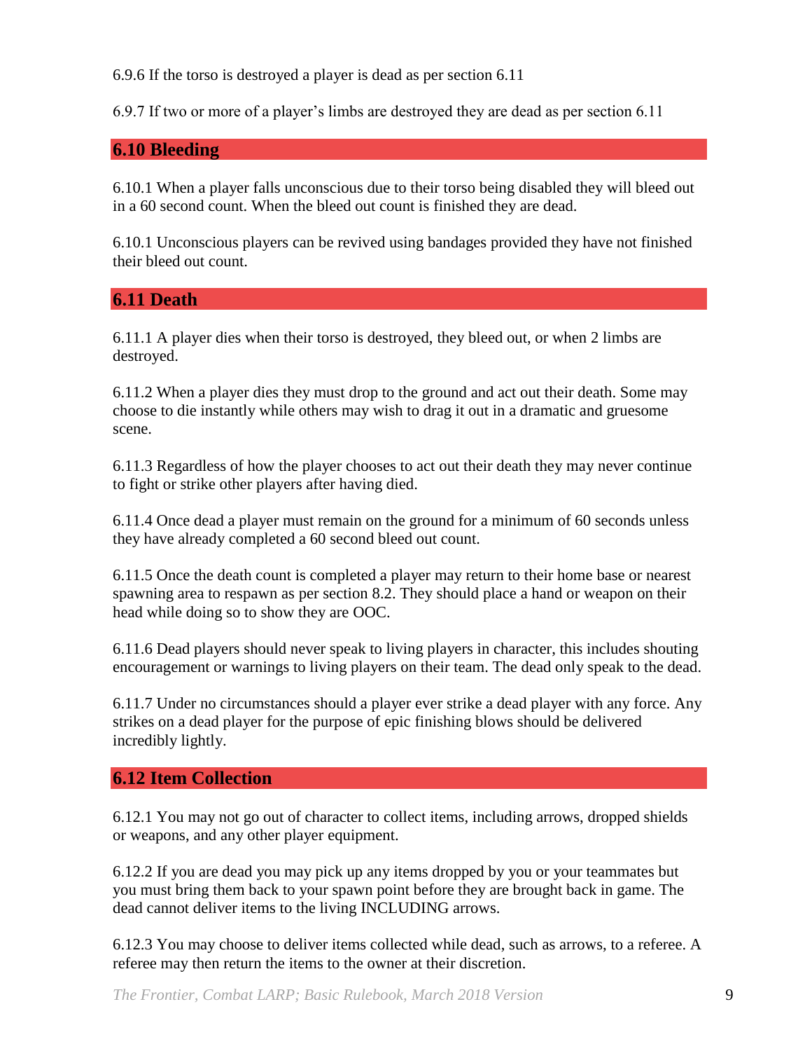6.9.6 If the torso is destroyed a player is dead as per section 6.11

6.9.7 If two or more of a player's limbs are destroyed they are dead as per section 6.11

## 6.10 Bleeding

6.10.1 When a player falls unconscious due to their torso being disabled they will bleed out in a 60 second count. When the bleed out count is finished they are dead.

6.10.1 Unconscious players can be revived using bandages provided they have not finished their bleed out count.

## 6.11 Death

6.11.1 A player dies when their torso is destroyed, they bleed out, or when 2 limbs are destroyed.

6.11.2 When a player dies they must drop to the ground and act out their death. Some may choose to die instantly while others may wish to drag it out in a dramatic and gruesome scene.

6.11.3 Regardless of how the player chooses to act out their death they may never continue to fight or strike other players after having died.

6.11.4 Once dead a player must remain on the ground for a minimum of 60 seconds unless they have already completed a 60 second bleed out count.

6.11.5 Once the death count is completed a player may return to their home base or nearest spawning area to respawn as per section 8.2. They should place a hand or weapon on their head while doing so to show they are OOC.

6.11.6 Dead players should never speak to living players in character, this includes shouting encouragement or warnings to living players on their team. The dead only speak to the dead.

6.11.7 Under no circumstances should a player ever strike a dead player with any force. Any strikes on a dead player for the purpose of epic finishing blows should be delivered incredibly lightly.

## 6.12 Item Collection

6.12.1 You may not go out of character to collect items, including arrows, dropped shields or weapons, and any other player equipment.

6.12.2 If you are dead you may pick up any items dropped by you or your teammates but you must bring them back to your spawn point before they are brought back in game. The dead cannot deliver items to the living INCLUDING arrows.

6.12.3 You may choose to deliver items collected while dead, such as arrows, to a referee. A referee may then return the items to the owner at their discretion.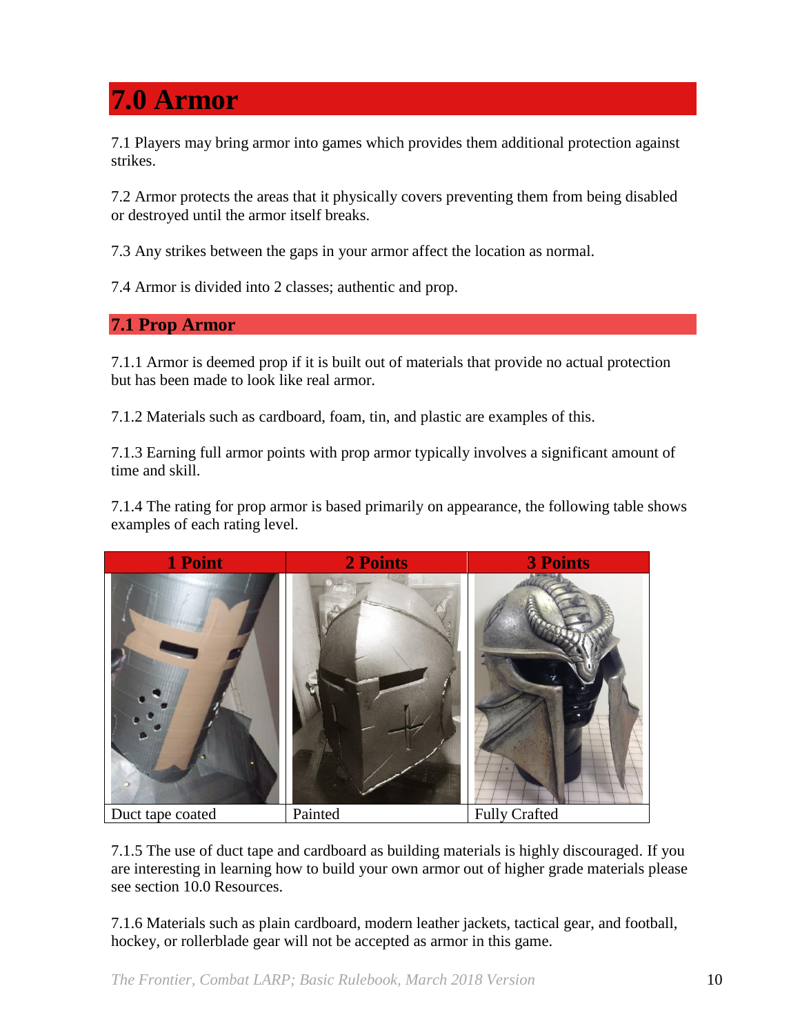# 7.0 Armor

7.1 Players may bring armor into games which provides them additional protection against strikes.

7.2 Armor protects the areas that it physically covers preventing them from being disabled or destroyed until the armor itself breaks.

7.3 Any strikes between the gaps in your armor affect the location as normal.

7.4 Armor is divided into 2 classes; authentic and prop.

## 7.1 Prop Armor

7.1.1 Armor is deemed prop if it is built out of materials that provide no actual protection but has been made to look like real armor.

7.1.2 Materials such as cardboard, foam, tin, and plastic are examples of this.

7.1.3 Earning full armor points with prop armor typically involves a significant amount of time and skill.

7.1.4 The rating for prop armor is based primarily on appearance, the following table shows examples of each rating level.

| 1 Point | 2 Points | 3 Points |
|---|---|---|
| Duct tape coated | Painted | Fully Crafted |

7.1.5 The use of duct tape and cardboard as building materials is highly discouraged. If you are interesting in learning how to build your own armor out of higher grade materials please see section 10.0 Resources.

7.1.6 Materials such as plain cardboard, modern leather jackets, tactical gear, and football, hockey, or rollerblade gear will not be accepted as armor in this game.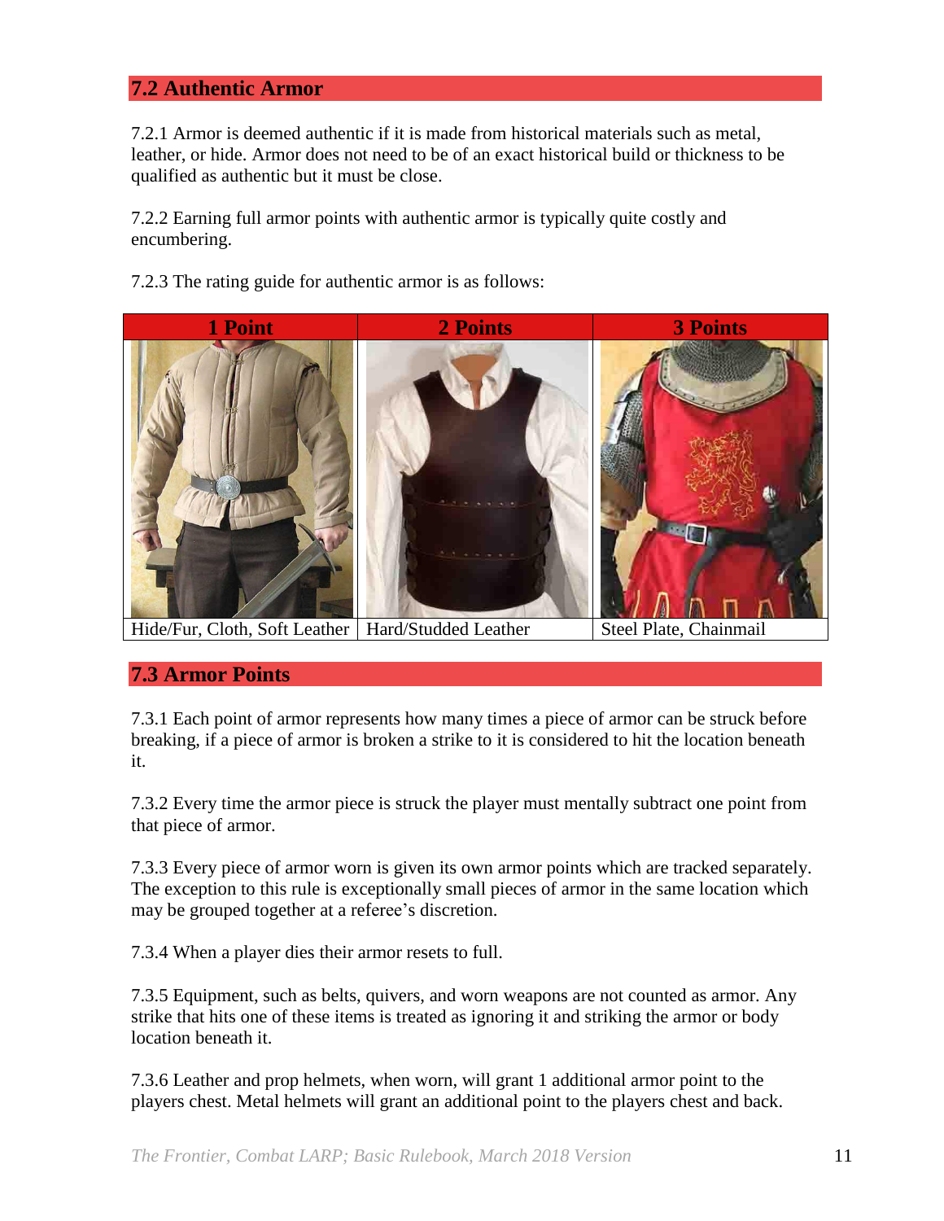## 7.2 Authentic Armor

7.2.1 Armor is deemed authentic if it is made from historical materials such as metal, leather, or hide. Armor does not need to be of an exact historical build or thickness to be qualified as authentic but it must be close.

7.2.2 Earning full armor points with authentic armor is typically quite costly and encumbering.

7.2.3 The rating guide for authentic armor is as follows:

| 1 Point | 2 Points | 3 Points |
| --- | --- | --- |
| Hide/Fur, Cloth, Soft Leather | Hard/Studded Leather | Steel Plate, Chainmail |

## 7.3 Armor Points

7.3.1 Each point of armor represents how many times a piece of armor can be struck before breaking, if a piece of armor is broken a strike to it is considered to hit the location beneath it.

7.3.2 Every time the armor piece is struck the player must mentally subtract one point from that piece of armor.

7.3.3 Every piece of armor worn is given its own armor points which are tracked separately. The exception to this rule is exceptionally small pieces of armor in the same location which may be grouped together at a referee's discretion.

7.3.4 When a player dies their armor resets to full.

7.3.5 Equipment, such as belts, quivers, and worn weapons are not counted as armor. Any strike that hits one of these items is treated as ignoring it and striking the armor or body location beneath it.

7.3.6 Leather and prop helmets, when worn, will grant 1 additional armor point to the players chest. Metal helmets will grant an additional point to the players chest and back.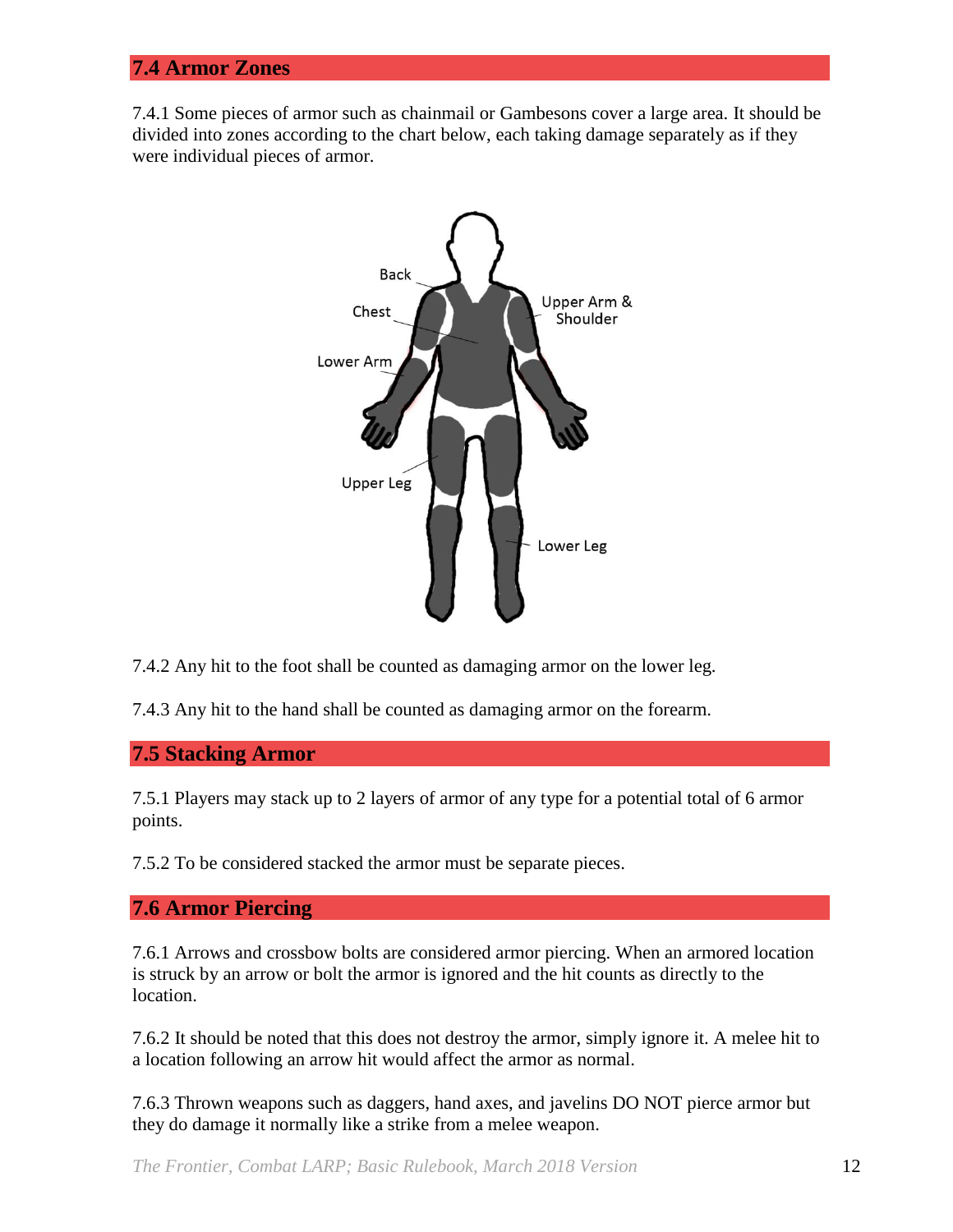## 7.4 Armor Zones

7.4.1 Some pieces of armor such as chainmail or Gambesons cover a large area. It should be divided into zones according to the chart below, each taking damage separately as if they were individual pieces of armor.

7.4.2 Any hit to the foot shall be counted as damaging armor on the lower leg.

7.4.3 Any hit to the hand shall be counted as damaging armor on the forearm.

## 7.5 Stacking Armor

7.5.1 Players may stack up to 2 layers of armor of any type for a potential total of 6 armor points.

7.5.2 To be considered stacked the armor must be separate pieces.

## 7.6 Armor Piercing

7.6.1 Arrows and crossbow bolts are considered armor piercing. When an armored location is struck by an arrow or bolt the armor is ignored and the hit counts as directly to the location.

7.6.2 It should be noted that this does not destroy the armor, simply ignore it. A melee hit to a location following an arrow hit would affect the armor as normal.

7.6.3 Thrown weapons such as daggers, hand axes, and javelins DO NOT pierce armor but they do damage it normally like a strike from a melee weapon.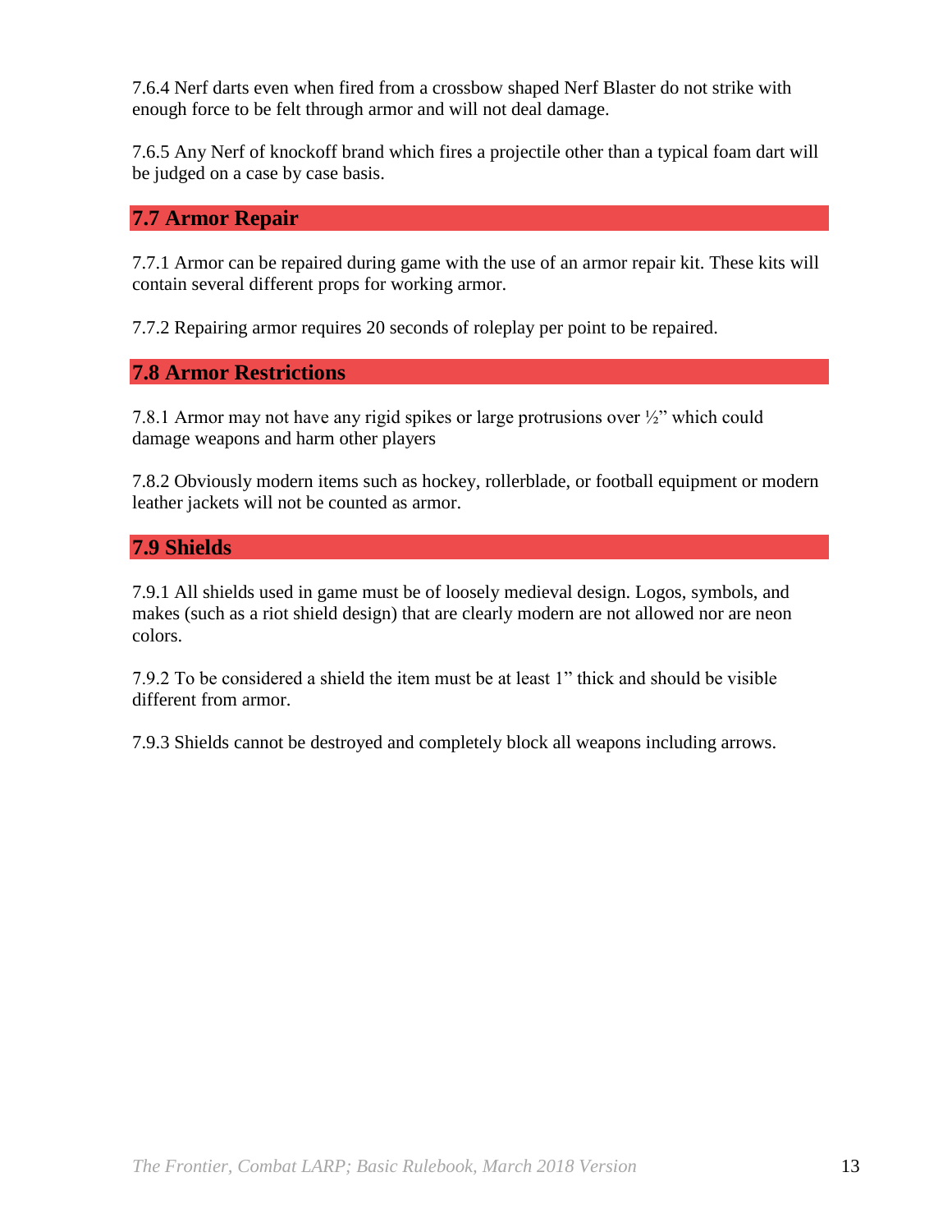7.6.4 Nerf darts even when fired from a crossbow shaped Nerf Blaster do not strike with enough force to be felt through armor and will not deal damage.

7.6.5 Any Nerf of knockoff brand which fires a projectile other than a typical foam dart will be judged on a case by case basis.

## 7.7 Armor Repair

7.7.1 Armor can be repaired during game with the use of an armor repair kit. These kits will contain several different props for working armor.

7.7.2 Repairing armor requires 20 seconds of roleplay per point to be repaired.

## 7.8 Armor Restrictions

7.8.1 Armor may not have any rigid spikes or large protrusions over ½" which could damage weapons and harm other players

7.8.2 Obviously modern items such as hockey, rollerblade, or football equipment or modern leather jackets will not be counted as armor.

## 7.9 Shields

7.9.1 All shields used in game must be of loosely medieval design. Logos, symbols, and makes (such as a riot shield design) that are clearly modern are not allowed nor are neon colors.

7.9.2 To be considered a shield the item must be at least 1" thick and should be visible different from armor.

7.9.3 Shields cannot be destroyed and completely block all weapons including arrows.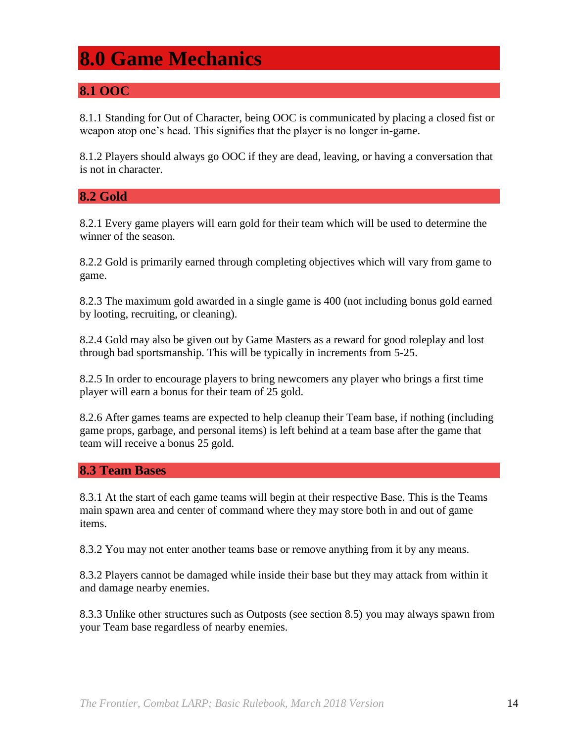# 8.0 Game Mechanics

## 8.1 OOC

8.1.1 Standing for Out of Character, being OOC is communicated by placing a closed fist or weapon atop one's head. This signifies that the player is no longer in-game.

8.1.2 Players should always go OOC if they are dead, leaving, or having a conversation that is not in character.

## 8.2 Gold

8.2.1 Every game players will earn gold for their team which will be used to determine the winner of the season.

8.2.2 Gold is primarily earned through completing objectives which will vary from game to game.

8.2.3 The maximum gold awarded in a single game is 400 (not including bonus gold earned by looting, recruiting, or cleaning).

8.2.4 Gold may also be given out by Game Masters as a reward for good roleplay and lost through bad sportsmanship. This will be typically in increments from 5-25.

8.2.5 In order to encourage players to bring newcomers any player who brings a first time player will earn a bonus for their team of 25 gold.

8.2.6 After games teams are expected to help cleanup their Team base, if nothing (including game props, garbage, and personal items) is left behind at a team base after the game that team will receive a bonus 25 gold.

## 8.3 Team Bases

8.3.1 At the start of each game teams will begin at their respective Base. This is the Teams main spawn area and center of command where they may store both in and out of game items.

8.3.2 You may not enter another teams base or remove anything from it by any means.

8.3.2 Players cannot be damaged while inside their base but they may attack from within it and damage nearby enemies.

8.3.3 Unlike other structures such as Outposts (see section 8.5) you may always spawn from your Team base regardless of nearby enemies.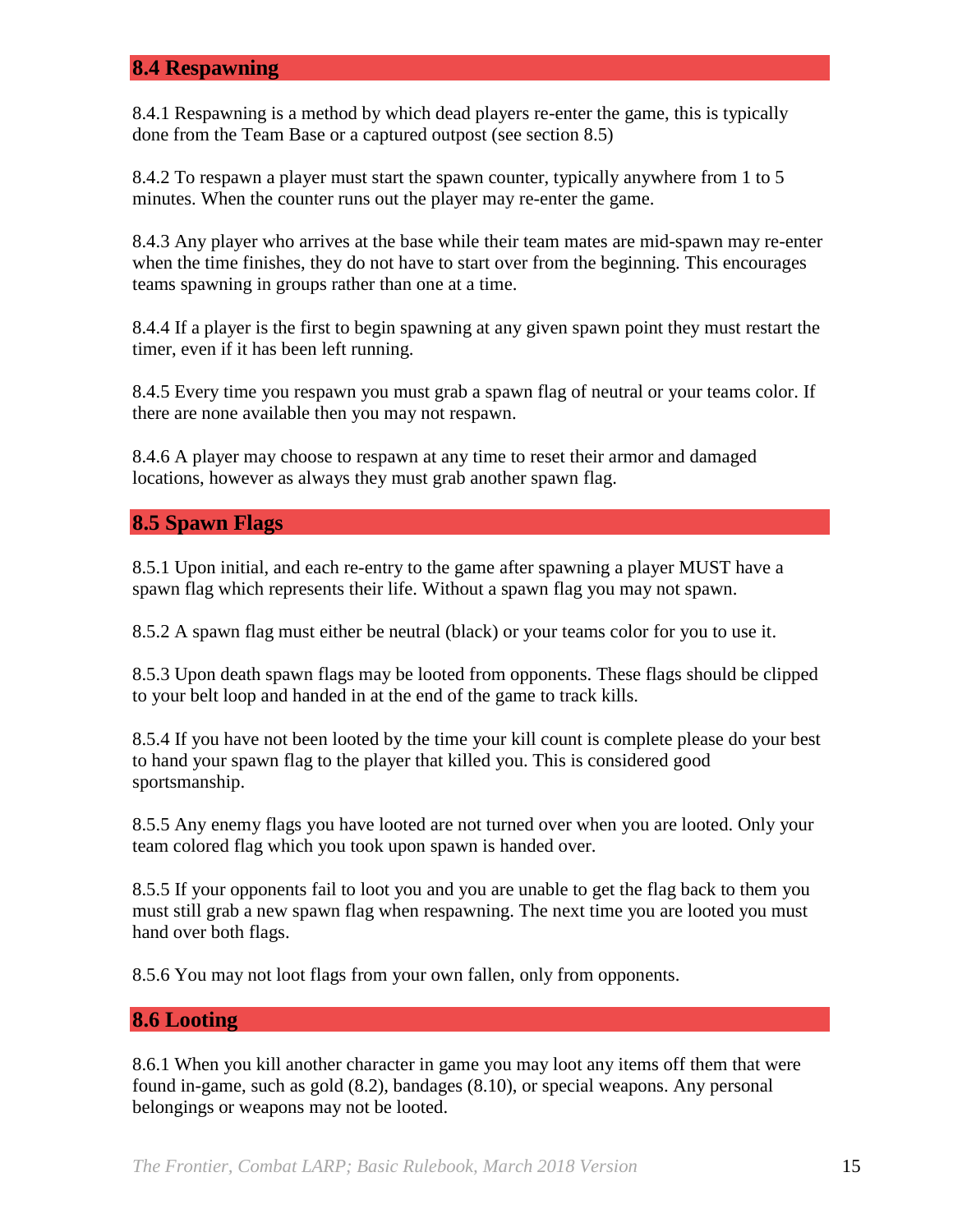## 8.4 Respawning

8.4.1 Respawning is a method by which dead players re-enter the game, this is typically done from the Team Base or a captured outpost (see section 8.5)

8.4.2 To respawn a player must start the spawn counter, typically anywhere from 1 to 5 minutes. When the counter runs out the player may re-enter the game.

8.4.3 Any player who arrives at the base while their team mates are mid-spawn may re-enter when the time finishes, they do not have to start over from the beginning. This encourages teams spawning in groups rather than one at a time.

8.4.4 If a player is the first to begin spawning at any given spawn point they must restart the timer, even if it has been left running.

8.4.5 Every time you respawn you must grab a spawn flag of neutral or your teams color. If there are none available then you may not respawn.

8.4.6 A player may choose to respawn at any time to reset their armor and damaged locations, however as always they must grab another spawn flag.

## 8.5 Spawn Flags

8.5.1 Upon initial, and each re-entry to the game after spawning a player MUST have a spawn flag which represents their life. Without a spawn flag you may not spawn.

8.5.2 A spawn flag must either be neutral (black) or your teams color for you to use it.

8.5.3 Upon death spawn flags may be looted from opponents. These flags should be clipped to your belt loop and handed in at the end of the game to track kills.

8.5.4 If you have not been looted by the time your kill count is complete please do your best to hand your spawn flag to the player that killed you. This is considered good sportsmanship.

8.5.5 Any enemy flags you have looted are not turned over when you are looted. Only your team colored flag which you took upon spawn is handed over.

8.5.5 If your opponents fail to loot you and you are unable to get the flag back to them you must still grab a new spawn flag when respawning. The next time you are looted you must hand over both flags.

8.5.6 You may not loot flags from your own fallen, only from opponents.

## 8.6 Looting

8.6.1 When you kill another character in game you may loot any items off them that were found in-game, such as gold (8.2), bandages (8.10), or special weapons. Any personal belongings or weapons may not be looted.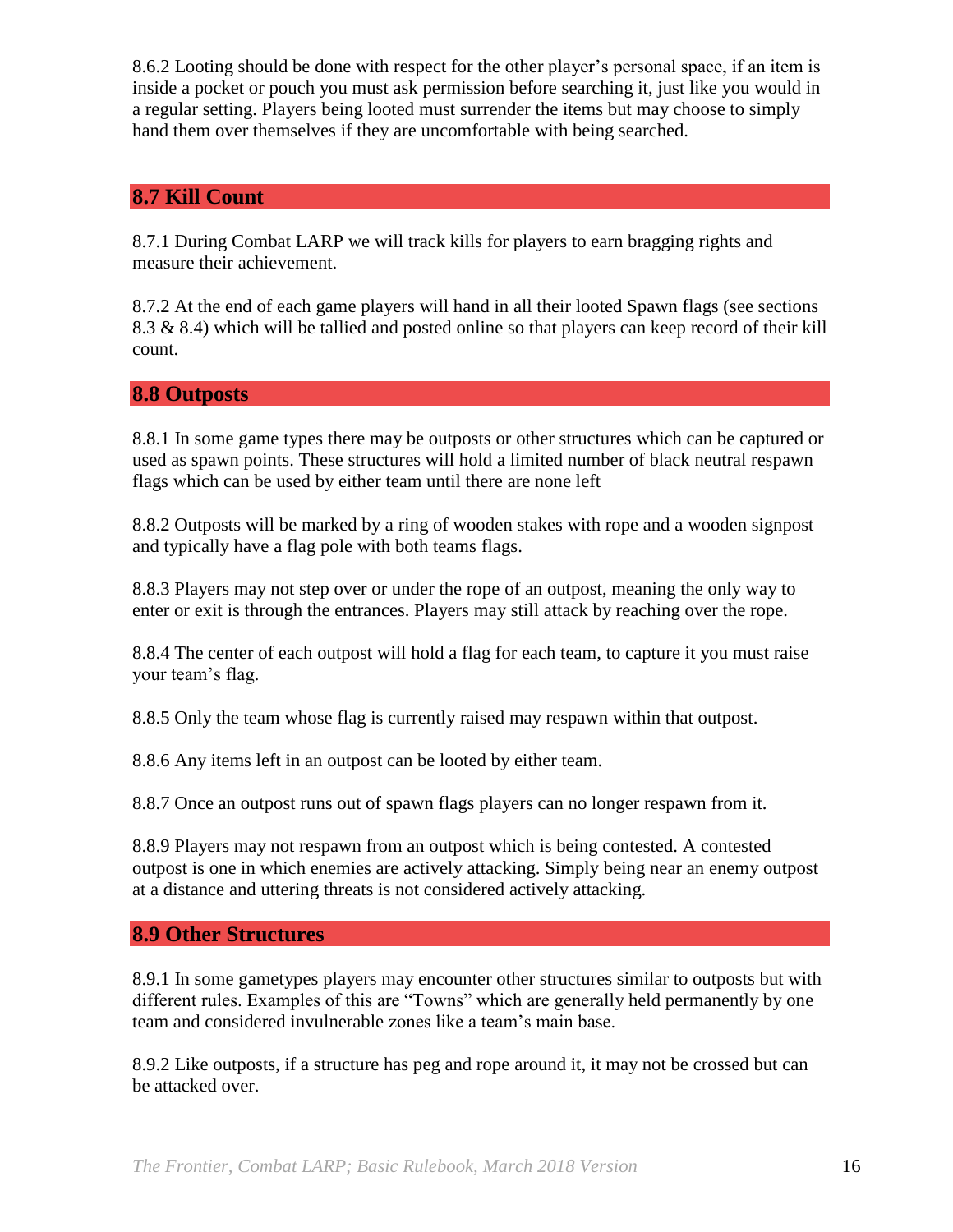8.6.2 Looting should be done with respect for the other player's personal space, if an item is inside a pocket or pouch you must ask permission before searching it, just like you would in a regular setting. Players being looted must surrender the items but may choose to simply hand them over themselves if they are uncomfortable with being searched.

## 8.7 Kill Count

8.7.1 During Combat LARP we will track kills for players to earn bragging rights and measure their achievement.

8.7.2 At the end of each game players will hand in all their looted Spawn flags (see sections 8.3 & 8.4) which will be tallied and posted online so that players can keep record of their kill count.

## 8.8 Outposts

8.8.1 In some game types there may be outposts or other structures which can be captured or used as spawn points. These structures will hold a limited number of black neutral respawn flags which can be used by either team until there are none left

8.8.2 Outposts will be marked by a ring of wooden stakes with rope and a wooden signpost and typically have a flag pole with both teams flags.

8.8.3 Players may not step over or under the rope of an outpost, meaning the only way to enter or exit is through the entrances. Players may still attack by reaching over the rope.

8.8.4 The center of each outpost will hold a flag for each team, to capture it you must raise your team's flag.

8.8.5 Only the team whose flag is currently raised may respawn within that outpost.

8.8.6 Any items left in an outpost can be looted by either team.

8.8.7 Once an outpost runs out of spawn flags players can no longer respawn from it.

8.8.9 Players may not respawn from an outpost which is being contested. A contested outpost is one in which enemies are actively attacking. Simply being near an enemy outpost at a distance and uttering threats is not considered actively attacking.

## 8.9 Other Structures

8.9.1 In some gametypes players may encounter other structures similar to outposts but with different rules. Examples of this are "Towns" which are generally held permanently by one team and considered invulnerable zones like a team's main base.

8.9.2 Like outposts, if a structure has peg and rope around it, it may not be crossed but can be attacked over.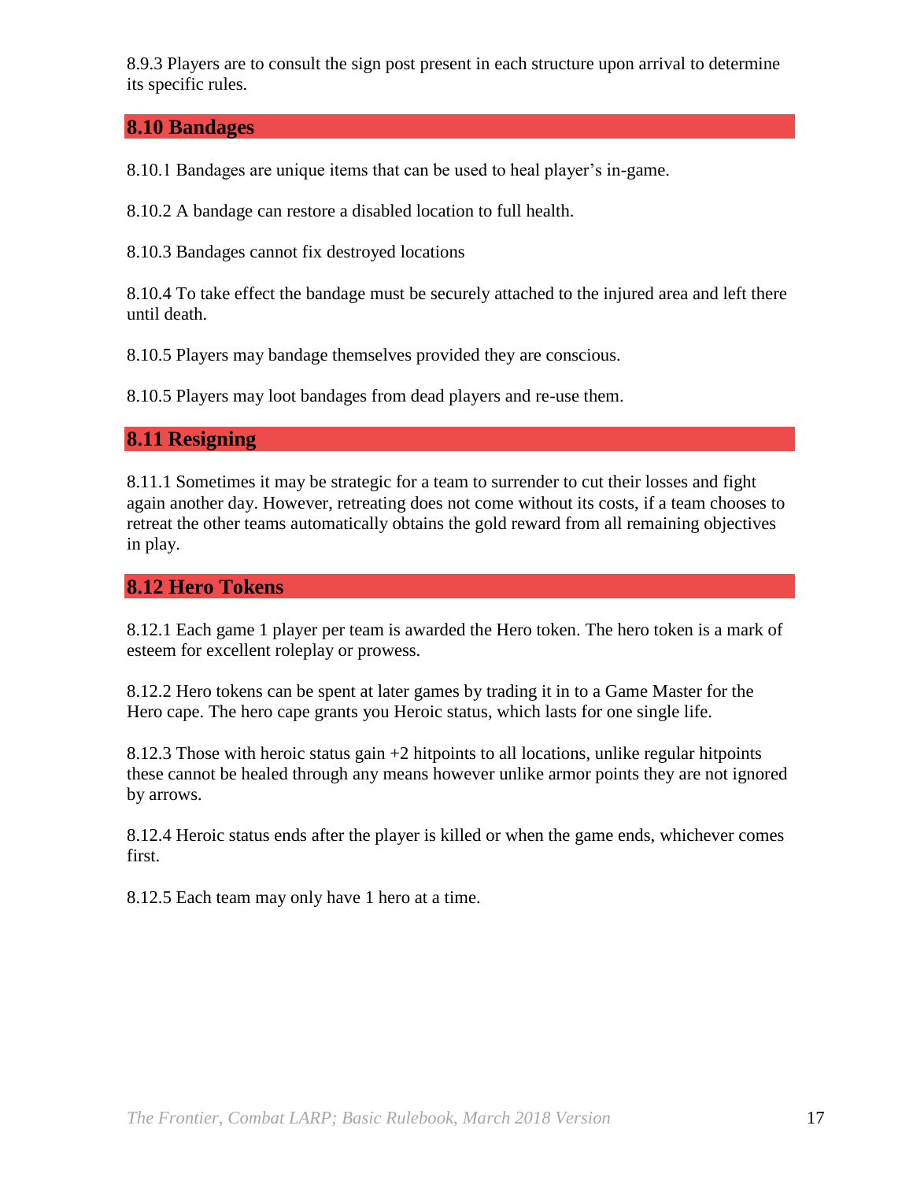8.9.3 Players are to consult the sign post present in each structure upon arrival to determine its specific rules.

## 8.10 Bandages

8.10.1 Bandages are unique items that can be used to heal player's in-game.

8.10.2 A bandage can restore a disabled location to full health.

8.10.3 Bandages cannot fix destroyed locations

8.10.4 To take effect the bandage must be securely attached to the injured area and left there until death.

8.10.5 Players may bandage themselves provided they are conscious.

8.10.5 Players may loot bandages from dead players and re-use them.

## 8.11 Resigning

8.11.1 Sometimes it may be strategic for a team to surrender to cut their losses and fight again another day. However, retreating does not come without its costs, if a team chooses to retreat the other teams automatically obtains the gold reward from all remaining objectives in play.

## 8.12 Hero Tokens

8.12.1 Each game 1 player per team is awarded the Hero token. The hero token is a mark of esteem for excellent roleplay or prowess.

8.12.2 Hero tokens can be spent at later games by trading it in to a Game Master for the Hero cape. The hero cape grants you Heroic status, which lasts for one single life.

8.12.3 Those with heroic status gain +2 hitpoints to all locations, unlike regular hitpoints these cannot be healed through any means however unlike armor points they are not ignored by arrows.

8.12.4 Heroic status ends after the player is killed or when the game ends, whichever comes first.

8.12.5 Each team may only have 1 hero at a time.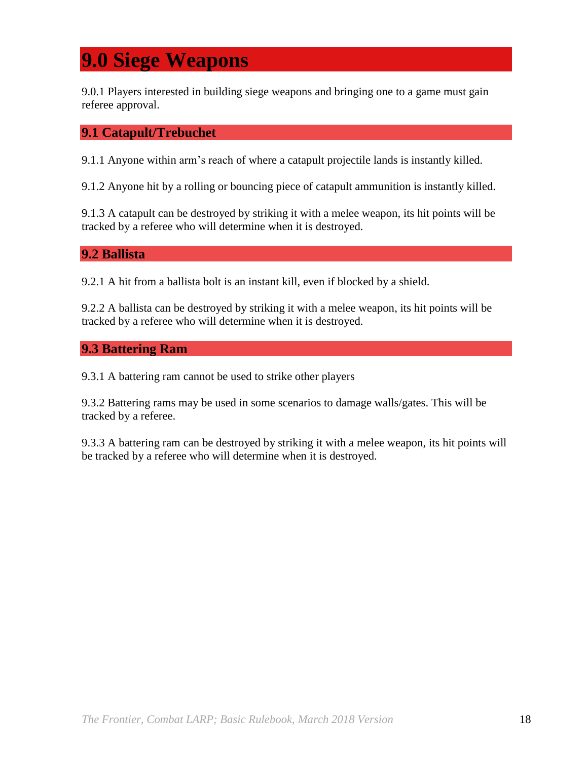# 9.0 Siege Weapons

9.0.1 Players interested in building siege weapons and bringing one to a game must gain referee approval.

## 9.1 Catapult/Trebuchet

9.1.1 Anyone within arm's reach of where a catapult projectile lands is instantly killed.

9.1.2 Anyone hit by a rolling or bouncing piece of catapult ammunition is instantly killed.

9.1.3 A catapult can be destroyed by striking it with a melee weapon, its hit points will be tracked by a referee who will determine when it is destroyed.

## 9.2 Ballista

9.2.1 A hit from a ballista bolt is an instant kill, even if blocked by a shield.

9.2.2 A ballista can be destroyed by striking it with a melee weapon, its hit points will be tracked by a referee who will determine when it is destroyed.

## 9.3 Battering Ram

9.3.1 A battering ram cannot be used to strike other players

9.3.2 Battering rams may be used in some scenarios to damage walls/gates. This will be tracked by a referee.

9.3.3 A battering ram can be destroyed by striking it with a melee weapon, its hit points will be tracked by a referee who will determine when it is destroyed.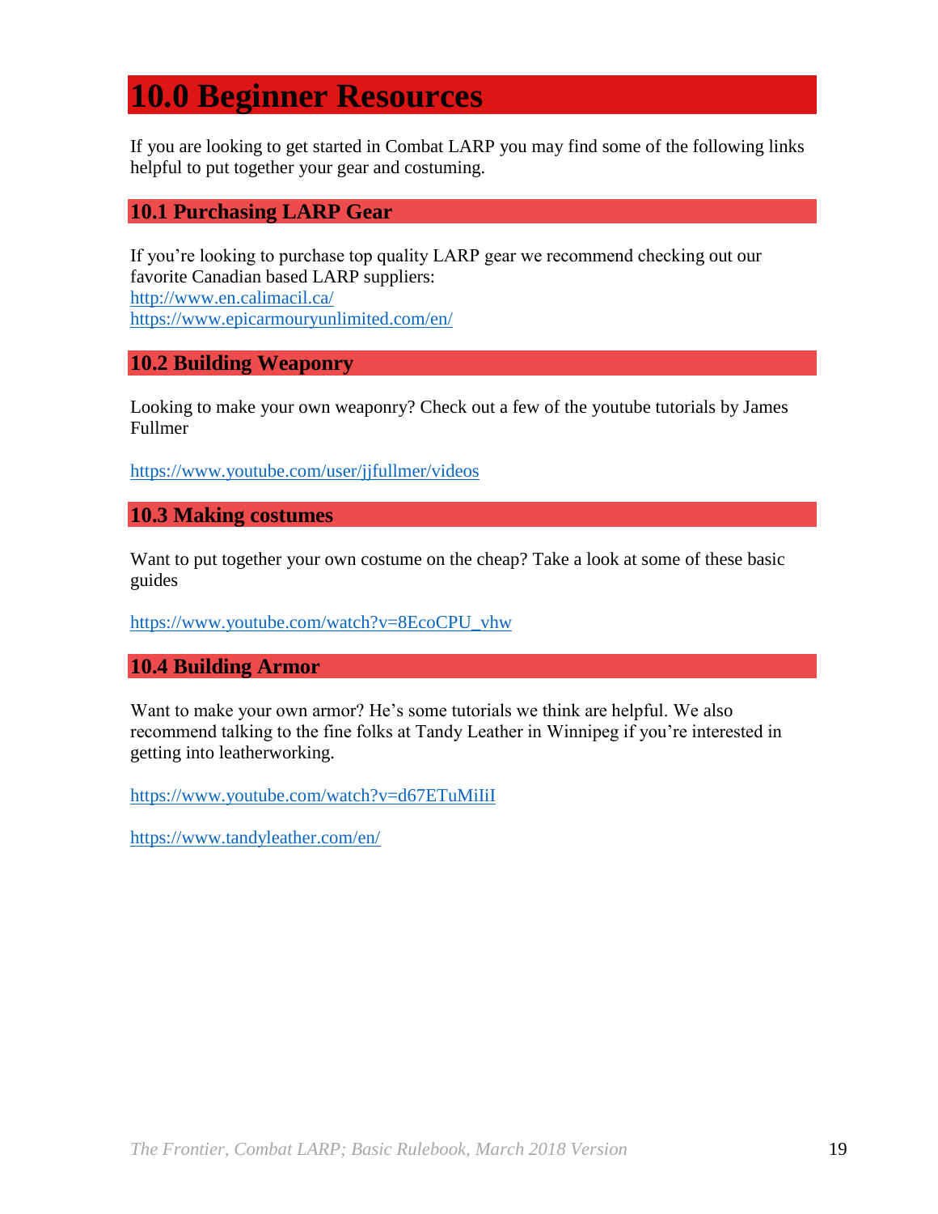# 10.0 Beginner Resources

If you are looking to get started in Combat LARP you may find some of the following links helpful to put together your gear and costuming.

## 10.1 Purchasing LARP Gear

If you're looking to purchase top quality LARP gear we recommend checking out our favorite Canadian based LARP suppliers:
http://www.en.calimacil.ca/
https://www.epicarmouryunlimited.com/en/

## 10.2 Building Weaponry

Looking to make your own weaponry? Check out a few of the youtube tutorials by James Fullmer

https://www.youtube.com/user/jjfullmer/videos

## 10.3 Making costumes

Want to put together your own costume on the cheap? Take a look at some of these basic guides

https://www.youtube.com/watch?v=8EcoCPU_vhw

## 10.4 Building Armor

Want to make your own armor? He's some tutorials we think are helpful. We also recommend talking to the fine folks at Tandy Leather in Winnipeg if you're interested in getting into leatherworking.

https://www.youtube.com/watch?v=d67ETuMiIiI

https://www.tandyleather.com/en/